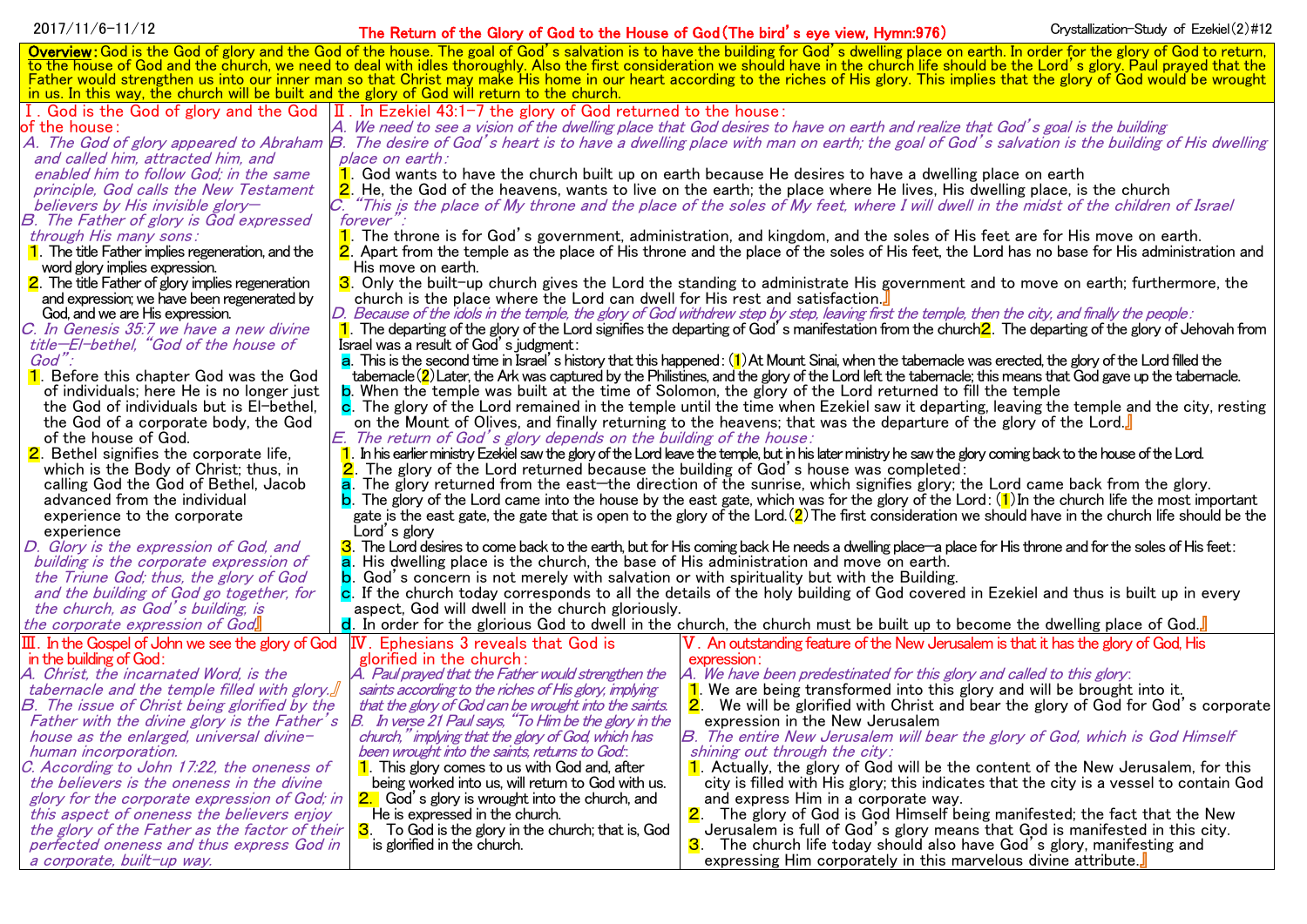2017/11/6-11/12

# The Return of the Glory of God to the House of God (The bird's eye view, Hymn:976)

Crystallization-Study of Ezekiel (2) #12

**Overview:** God is the God of glory and the God of the house. The goal of God's salvation is to have the building for God's dwelling place on earth. In order for the glory of God to return, to the house of God and the church, we need to deal with idles thoroughly. Also the first consideration we should have in the church life should be the Lord's glory. Paul prayed that the Father would strengthen us into our inner man so that Christ may make His home in our heart according to the riches of His glory. This implies that the glory of God would be wrought in us. In this way, the church will be built and the glory of God will return to the church.

## Ⅰ. God is the God of glory and the God of the house:

*A. The God of glory appeared to Abraham and called him, attracted him, and enabled him to follow God; in the same principle, God calls the New Testament believers by His invisible glory—*

*B. The Father of glory is God expressed through His many sons:*

1. The title Father implies regeneration, and the word glory implies expression.
2. The title Father of glory implies regeneration and expression; we have been regenerated by God, and we are His expression.

*C. In Genesis 35:7 we have a new divine title—El-bethel, "God of the house of God":*

1. Before this chapter God was the God of individuals; here He is no longer just the God of individuals but is El-bethel, the God of a corporate body, the God of the house of God.
2. Bethel signifies the corporate life, which is the Body of Christ; thus, in calling God the God of Bethel, Jacob advanced from the individual experience to the corporate experience

*D. Glory is the expression of God, and building is the corporate expression of the Triune God; thus, the glory of God and the building of God go together, for the church, as God's building, is the corporate expression of God.*

## Ⅱ. In Ezekiel 43:1-7 the glory of God returned to the house:

*A. We need to see a vision of the dwelling place that God desires to have on earth and realize that God's goal is the building*

*B. The desire of God's heart is to have a dwelling place with man on earth; the goal of God's salvation is the building of His dwelling place on earth:*

1. God wants to have the church built up on earth because He desires to have a dwelling place on earth
2. He, the God of the heavens, wants to live on the earth; the place where He lives, His dwelling place, is the church

*C. "This is the place of My throne and the place of the soles of My feet, where I will dwell in the midst of the children of Israel forever":*

1. The throne is for God's government, administration, and kingdom, and the soles of His feet are for His move on earth.
2. Apart from the temple as the place of His throne and the place of the soles of His feet, the Lord has no base for His administration and His move on earth.
3. Only the built-up church gives the Lord the standing to administrate His government and to move on earth; furthermore, the church is the place where the Lord can dwell for His rest and satisfaction.

*D. Because of the idols in the temple, the glory of God withdrew step by step, leaving first the temple, then the city, and finally the people:*

1. The departing of the glory of the Lord signifies the departing of God's manifestation from the church
2. The departing of the glory of Jehovah from Israel was a result of God's judgment:
   - a. This is the second time in Israel's history that this happened: (1) At Mount Sinai, when the tabernacle was erected, the glory of the Lord filled the tabernacle (2) Later, the Ark was captured by the Philistines, and the glory of the Lord left the tabernacle; this means that God gave up the tabernacle.
   - b. When the temple was built at the time of Solomon, the glory of the Lord returned to fill the temple
   - c. The glory of the Lord remained in the temple until the time when Ezekiel saw it departing, leaving the temple and the city, resting on the Mount of Olives, and finally returning to the heavens; that was the departure of the glory of the Lord.

*E. The return of God's glory depends on the building of the house:*

1. In his earlier ministry Ezekiel saw the glory of the Lord leave the temple, but in his later ministry he saw the glory coming back to the house of the Lord.
2. The glory of the Lord returned because the building of God's house was completed:
   - a. The glory returned from the east—the direction of the sunrise, which signifies glory; the Lord came back from the glory.
   - b. The glory of the Lord came into the house by the east gate, which was for the glory of the Lord: (1) In the church life the most important gate is the east gate, the gate that is open to the glory of the Lord. (2) The first consideration we should have in the church life should be the Lord's glory
3. The Lord desires to come back to the earth, but for His coming back He needs a dwelling place—a place for His throne and for the soles of His feet:
   - a. His dwelling place is the church, the base of His administration and move on earth.
   - b. God's concern is not merely with salvation or with spirituality but with the Building.
   - c. If the church today corresponds to all the details of the holy building of God covered in Ezekiel and thus is built up in every aspect, God will dwell in the church gloriously.
   - d. In order for the glorious God to dwell in the church, the church must be built up to become the dwelling place of God.

## Ⅲ. In the Gospel of John we see the glory of God in the building of God:

*A. Christ, the incarnated Word, is the tabernacle and the temple filled with glory.*

*B. The issue of Christ being glorified by the Father with the divine glory is the Father's house as the enlarged, universal divine-human incorporation.*

*C. According to John 17:22, the oneness of the believers is the oneness in the divine glory for the corporate expression of God; in this aspect of oneness the believers enjoy the glory of the Father as the factor of their perfected oneness and thus express God in a corporate, built-up way.*

## Ⅳ. Ephesians 3 reveals that God is glorified in the church:

*A. Paul prayed that the Father would strengthen the saints according to the riches of His glory, implying that the glory of God can be wrought into the saints.*

*B. In verse 21 Paul says, "To Him be the glory in the church," implying that the glory of God, which has been wrought into the saints, returns to God:*

1. This glory comes to us with God and, after being worked into us, will return to God with us.
2. God's glory is wrought into the church, and He is expressed in the church.
3. To God is the glory in the church; that is, God is glorified in the church.

## Ⅴ. An outstanding feature of the New Jerusalem is that it has the glory of God, His expression:

*A. We have been predestinated for this glory and called to this glory:*

1. We are being transformed into this glory and will be brought into it.
2. We will be glorified with Christ and bear the glory of God for God's corporate expression in the New Jerusalem

*B. The entire New Jerusalem will bear the glory of God, which is God Himself shining out through the city:*

1. Actually, the glory of God will be the content of the New Jerusalem, for this city is filled with His glory; this indicates that the city is a vessel to contain God and express Him in a corporate way.
2. The glory of God is God Himself being manifested; the fact that the New Jerusalem is full of God's glory means that God is manifested in this city.
3. The church life today should also have God's glory, manifesting and expressing Him corporately in this marvelous divine attribute.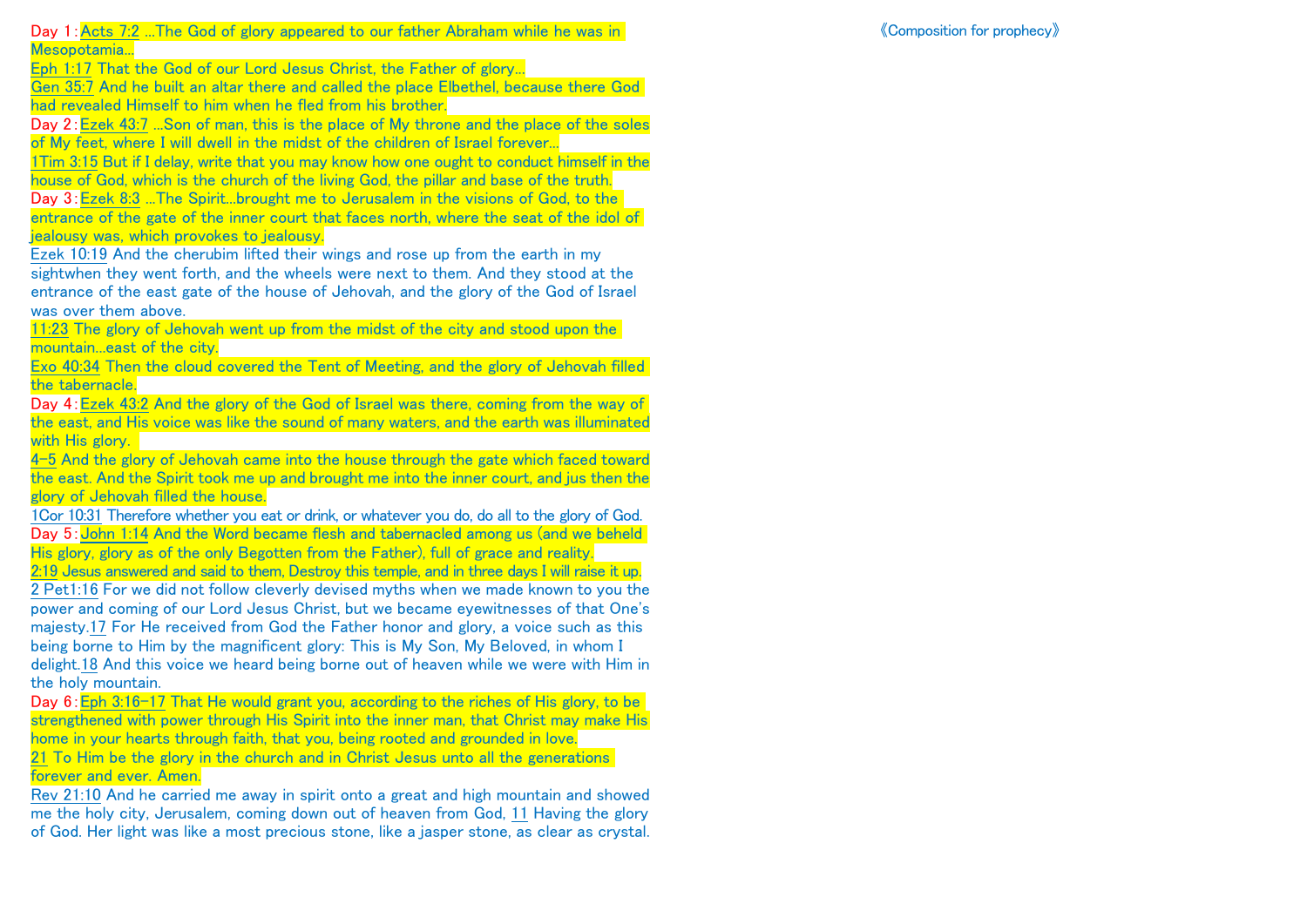《Composition for prophecy》

Day 1: Acts 7:2 ...The God of glory appeared to our father Abraham while he was in Mesopotamia...

Eph 1:17 That the God of our Lord Jesus Christ, the Father of glory...

Gen 35:7 And he built an altar there and called the place Elbethel, because there God had revealed Himself to him when he fled from his brother.

Day 2: Ezek 43:7 ...Son of man, this is the place of My throne and the place of the soles of My feet, where I will dwell in the midst of the children of Israel forever...

1Tim 3:15 But if I delay, write that you may know how one ought to conduct himself in the house of God, which is the church of the living God, the pillar and base of the truth.

Day 3: Ezek 8:3 ...The Spirit...brought me to Jerusalem in the visions of God, to the entrance of the gate of the inner court that faces north, where the seat of the idol of jealousy was, which provokes to jealousy.

Ezek 10:19 And the cherubim lifted their wings and rose up from the earth in my sightwhen they went forth, and the wheels were next to them. And they stood at the entrance of the east gate of the house of Jehovah, and the glory of the God of Israel was over them above.

11:23 The glory of Jehovah went up from the midst of the city and stood upon the mountain...east of the city.

Exo 40:34 Then the cloud covered the Tent of Meeting, and the glory of Jehovah filled the tabernacle.

Day 4: Ezek 43:2 And the glory of the God of Israel was there, coming from the way of the east, and His voice was like the sound of many waters, and the earth was illuminated with His glory.

4-5 And the glory of Jehovah came into the house through the gate which faced toward the east. And the Spirit took me up and brought me into the inner court, and jus then the glory of Jehovah filled the house.

1Cor 10:31 Therefore whether you eat or drink, or whatever you do, do all to the glory of God.

Day 5: John 1:14 And the Word became flesh and tabernacled among us (and we beheld His glory, glory as of the only Begotten from the Father), full of grace and reality.

2:19 Jesus answered and said to them, Destroy this temple, and in three days I will raise it up.

2 Pet1:16 For we did not follow cleverly devised myths when we made known to you the power and coming of our Lord Jesus Christ, but we became eyewitnesses of that One's majesty. 17 For He received from God the Father honor and glory, a voice such as this being borne to Him by the magnificent glory: This is My Son, My Beloved, in whom I delight. 18 And this voice we heard being borne out of heaven while we were with Him in the holy mountain.

Day 6: Eph 3:16-17 That He would grant you, according to the riches of His glory, to be strengthened with power through His Spirit into the inner man, that Christ may make His home in your hearts through faith, that you, being rooted and grounded in love.

21 To Him be the glory in the church and in Christ Jesus unto all the generations forever and ever. Amen.

Rev 21:10 And he carried me away in spirit onto a great and high mountain and showed me the holy city, Jerusalem, coming down out of heaven from God, 11 Having the glory of God. Her light was like a most precious stone, like a jasper stone, as clear as crystal.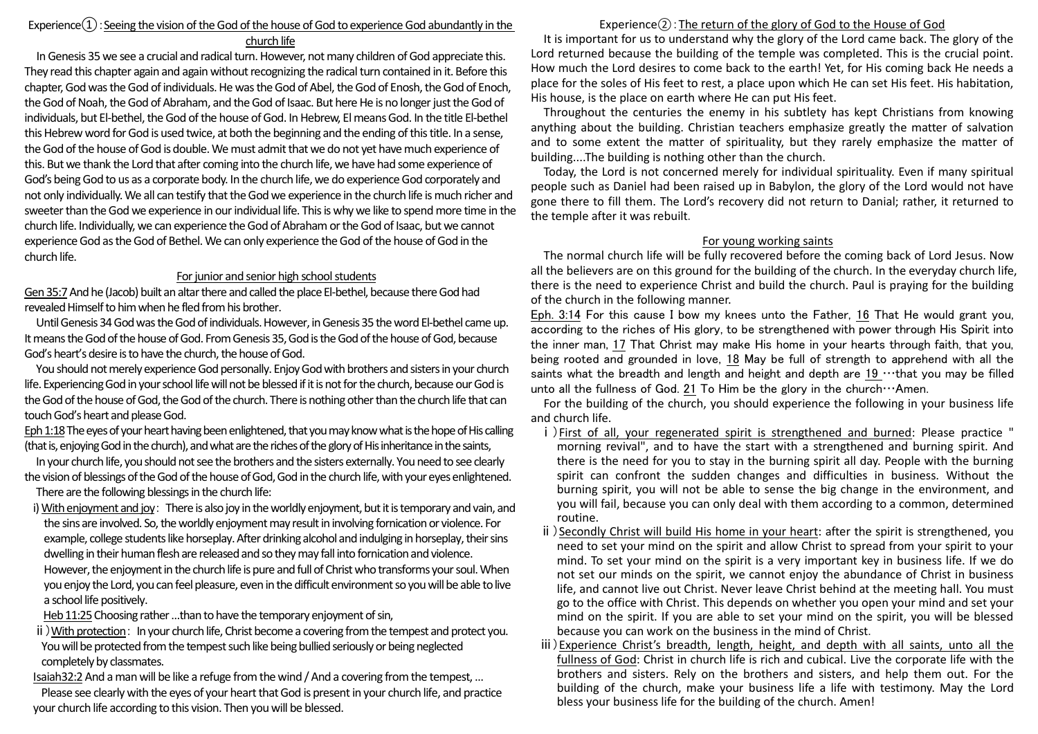## Experience①: Seeing the vision of the God of the house of God to experience God abundantly in the church life

In Genesis 35 we see a crucial and radical turn. However, not many children of God appreciate this. They read this chapter again and again without recognizing the radical turn contained in it. Before this chapter, God was the God of individuals. He was the God of Abel, the God of Enosh, the God of Enoch, the God of Noah, the God of Abraham, and the God of Isaac. But here He is no longer just the God of individuals, but El-bethel, the God of the house of God. In Hebrew, El means God. In the title El-bethel this Hebrew word for God is used twice, at both the beginning and the ending of this title. In a sense, the God of the house of God is double. We must admit that we do not yet have much experience of this. But we thank the Lord that after coming into the church life, we have had some experience of God's being God to us as a corporate body. In the church life, we do experience God corporately and not only individually. We all can testify that the God we experience in the church life is much richer and sweeter than the God we experience in our individual life. This is why we like to spend more time in the church life. Individually, we can experience the God of Abraham or the God of Isaac, but we cannot experience God as the God of Bethel. We can only experience the God of the house of God in the church life.

### For junior and senior high school students

Gen 35:7 And he (Jacob) built an altar there and called the place El-bethel, because there God had revealed Himself to him when he fled from his brother.

Until Genesis 34 God was the God of individuals. However, in Genesis 35 the word El-bethel came up. It means the God of the house of God. From Genesis 35, God is the God of the house of God, because God's heart's desire is to have the church, the house of God.

You should not merely experience God personally. Enjoy God with brothers and sisters in your church life. Experiencing God in your school life will not be blessed if it is not for the church, because our God is the God of the house of God, the God of the church. There is nothing other than the church life that can touch God's heart and please God.

Eph 1:18 The eyes of your heart having been enlightened, that you may know what is the hope of His calling (that is, enjoying God in the church), and what are the riches of the glory of His inheritance in the saints,

In your church life, you should not see the brothers and the sisters externally. You need to see clearly the vision of blessings of the God of the house of God, God in the church life, with your eyes enlightened.

There are the following blessings in the church life:

i) With enjoyment and joy: There is also joy in the worldly enjoyment, but it is temporary and vain, and the sins are involved. So, the worldly enjoyment may result in involving fornication or violence. For example, college students like horseplay. After drinking alcohol and indulging in horseplay, their sins dwelling in their human flesh are released and so they may fall into fornication and violence. However, the enjoyment in the church life is pure and full of Christ who transforms your soul. When you enjoy the Lord, you can feel pleasure, even in the difficult environment so you will be able to live a school life positively.

Heb 11:25 Choosing rather ...than to have the temporary enjoyment of sin,

ⅱ) With protection: In your church life, Christ become a covering from the tempest and protect you. You will be protected from the tempest such like being bullied seriously or being neglected completely by classmates.

Isaiah32:2 And a man will be like a refuge from the wind / And a covering from the tempest, ...

Please see clearly with the eyes of your heart that God is present in your church life, and practice your church life according to this vision. Then you will be blessed.

## Experience②: The return of the glory of God to the House of God

It is important for us to understand why the glory of the Lord came back. The glory of the Lord returned because the building of the temple was completed. This is the crucial point. How much the Lord desires to come back to the earth! Yet, for His coming back He needs a place for the soles of His feet to rest, a place upon which He can set His feet. His habitation, His house, is the place on earth where He can put His feet.

Throughout the centuries the enemy in his subtlety has kept Christians from knowing anything about the building. Christian teachers emphasize greatly the matter of salvation and to some extent the matter of spirituality, but they rarely emphasize the matter of building....The building is nothing other than the church.

Today, the Lord is not concerned merely for individual spirituality. Even if many spiritual people such as Daniel had been raised up in Babylon, the glory of the Lord would not have gone there to fill them. The Lord's recovery did not return to Danial; rather, it returned to the temple after it was rebuilt.

### For young working saints

The normal church life will be fully recovered before the coming back of Lord Jesus. Now all the believers are on this ground for the building of the church. In the everyday church life, there is the need to experience Christ and build the church. Paul is praying for the building of the church in the following manner.

Eph. 3:14 For this cause I bow my knees unto the Father, 16 That He would grant you, according to the riches of His glory, to be strengthened with power through His Spirit into the inner man, 17 That Christ may make His home in your hearts through faith, that you, being rooted and grounded in love, 18 May be full of strength to apprehend with all the saints what the breadth and length and height and depth are 19 …that you may be filled unto all the fullness of God. 21 To Him be the glory in the church…Amen.

For the building of the church, you should experience the following in your business life and church life.

ⅰ) First of all, your regenerated spirit is strengthened and burned: Please practice " morning revival", and to have the start with a strengthened and burning spirit. And there is the need for you to stay in the burning spirit all day. People with the burning spirit can confront the sudden changes and difficulties in business. Without the burning spirit, you will not be able to sense the big change in the environment, and you will fail, because you can only deal with them according to a common, determined routine.

ⅱ) Secondly Christ will build His home in your heart: after the spirit is strengthened, you need to set your mind on the spirit and allow Christ to spread from your spirit to your mind. To set your mind on the spirit is a very important key in business life. If we do not set our minds on the spirit, we cannot enjoy the abundance of Christ in business life, and cannot live out Christ. Never leave Christ behind at the meeting hall. You must go to the office with Christ. This depends on whether you open your mind and set your mind on the spirit. If you are able to set your mind on the spirit, you will be blessed because you can work on the business in the mind of Christ.

ⅲ) Experience Christ's breadth, length, height, and depth with all saints, unto all the fullness of God: Christ in church life is rich and cubical. Live the corporate life with the brothers and sisters. Rely on the brothers and sisters, and help them out. For the building of the church, make your business life a life with testimony. May the Lord bless your business life for the building of the church. Amen!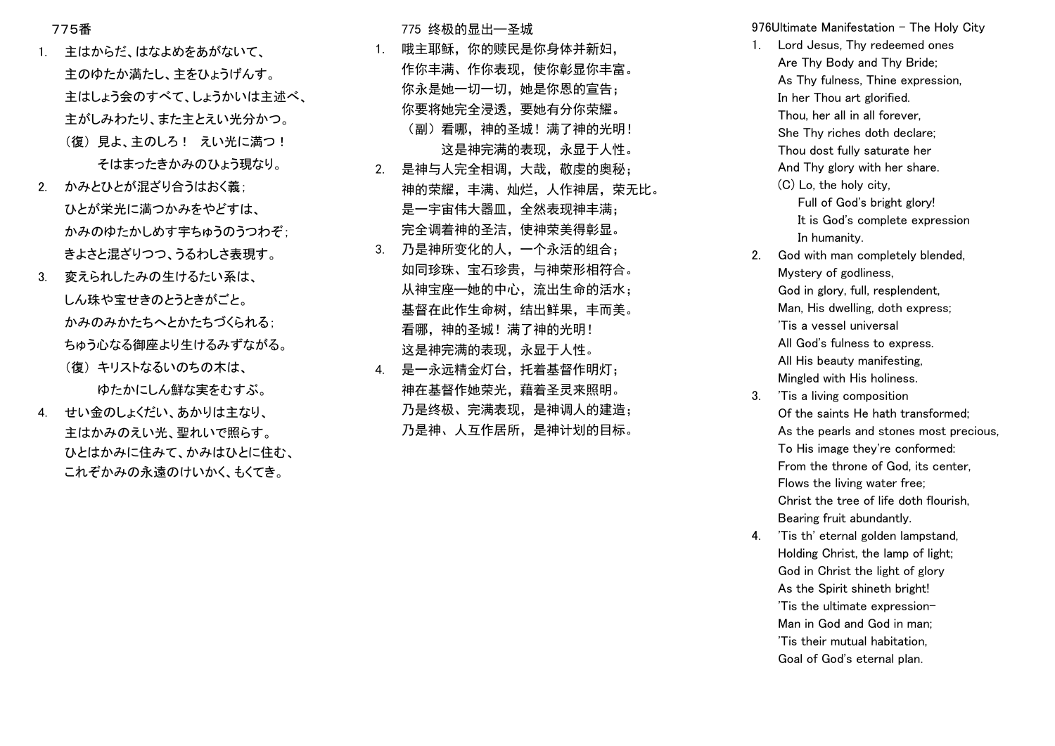775番

1. 主はからだ、はなよめをあがないて、
   主のゆたか満たし、主をひょうげんす。
   主はしょう会のすべて、しょうかいは主述べ、
   主がしみわたり、また主とえい光分かつ。
   （復）見よ、主のしろ！　えい光に満つ！
   　　そはまったきかみのひょう現なり。
2. かみとひとが混ざり合うはおく義；
   ひとが栄光に満つかみをやどすは、
   かみのゆたかしめす宇ちゅうのうつわぞ；
   きよさと混ざりつつ、うるわしさ表現す。
3. 変えられしたみの生けるたい系は、
   しん珠や宝せきのとうときがごと。
   かみのみかたちへとかたちづくられる；
   ちゅう心なる御座より生けるみずながる。
   （復）キリストなるいのちの木は、
   　　ゆたかにしん鮮な実をむすぶ。
4. せい金のしょくだい、あかりは主なり、
   主はかみのえい光、聖れいで照らす。
   ひとはかみに住みて、かみはひとに住む、
   これぞかみの永遠のけいかく、もくてき。

775　终极的显出—圣城

1. 哦主耶稣，你的赎民是你身体并新妇，
   作你丰满、作你表现，使你彰显你丰富。
   你永是她一切一切，她是你恩的宣告；
   你要将她完全浸透，要她有分你荣耀。
   （副）看哪，神的圣城！满了神的光明！
   　　这是神完满的表现，永显于人性。
2. 是神与人完全相调，大哉，敬虔的奥秘；
   神的荣耀，丰满、灿烂，人作神居，荣无比。
   是一宇宙伟大器皿，全然表现神丰满；
   完全调着神的圣洁，使神荣美得彰显。
3. 乃是神所变化的人，一个永活的组合；
   如同珍珠、宝石珍贵，与神荣形相符合。
   从神宝座—她的中心，流出生命的活水；
   基督在此作生命树，结出鲜果，丰而美。
   看哪，神的圣城！满了神的光明！
   这是神完满的表现，永显于人性。
4. 是一永远精金灯台，托着基督作明灯；
   神在基督作她荣光，藉着圣灵来照明。
   乃是终极、完满表现，是神调人的建造；
   乃是神、人互作居所，是神计划的目标。

976Ultimate Manifestation – The Holy City

1. Lord Jesus, Thy redeemed ones
   Are Thy Body and Thy Bride;
   As Thy fulness, Thine expression,
   In her Thou art glorified.
   Thou, her all in all forever,
   She Thy riches doth declare;
   Thou dost fully saturate her
   And Thy glory with her share.
   (C) Lo, the holy city,
   　Full of God's bright glory!
   　It is God's complete expression
   　In humanity.
2. God with man completely blended,
   Mystery of godliness,
   God in glory, full, resplendent,
   Man, His dwelling, doth express;
   'Tis a vessel universal
   All God's fulness to express.
   All His beauty manifesting,
   Mingled with His holiness.
3. 'Tis a living composition
   Of the saints He hath transformed;
   As the pearls and stones most precious,
   To His image they're conformed:
   From the throne of God, its center,
   Flows the living water free;
   Christ the tree of life doth flourish,
   Bearing fruit abundantly.
4. 'Tis th' eternal golden lampstand,
   Holding Christ, the lamp of light;
   God in Christ the light of glory
   As the Spirit shineth bright!
   'Tis the ultimate expression–
   Man in God and God in man;
   'Tis their mutual habitation,
   Goal of God's eternal plan.